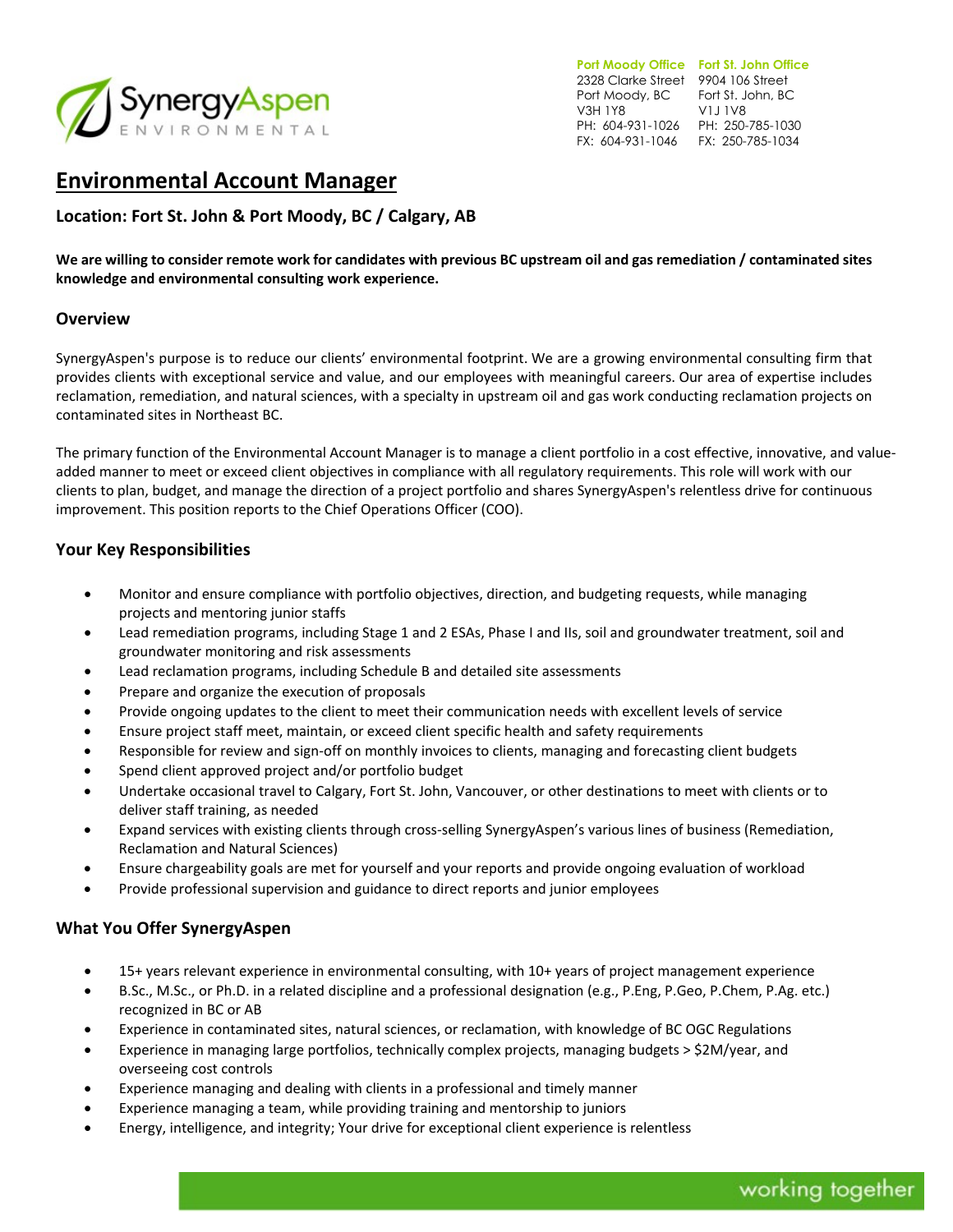SynergyAspen
ENVIRONMENTAL

**Port Moody Office**
2328 Clarke Street
Port Moody, BC
V3H 1Y8
PH: 604-931-1026
FX: 604-931-1046

**Fort St. John Office**
9904 106 Street
Fort St. John, BC
V1J 1V8
PH: 250-785-1030
FX: 250-785-1034

# Environmental Account Manager

### Location: Fort St. John & Port Moody, BC / Calgary, AB

**We are willing to consider remote work for candidates with previous BC upstream oil and gas remediation / contaminated sites knowledge and environmental consulting work experience.**

## Overview

SynergyAspen's purpose is to reduce our clients' environmental footprint. We are a growing environmental consulting firm that provides clients with exceptional service and value, and our employees with meaningful careers. Our area of expertise includes reclamation, remediation, and natural sciences, with a specialty in upstream oil and gas work conducting reclamation projects on contaminated sites in Northeast BC.

The primary function of the Environmental Account Manager is to manage a client portfolio in a cost effective, innovative, and value-added manner to meet or exceed client objectives in compliance with all regulatory requirements. This role will work with our clients to plan, budget, and manage the direction of a project portfolio and shares SynergyAspen's relentless drive for continuous improvement. This position reports to the Chief Operations Officer (COO).

## Your Key Responsibilities

- Monitor and ensure compliance with portfolio objectives, direction, and budgeting requests, while managing projects and mentoring junior staffs
- Lead remediation programs, including Stage 1 and 2 ESAs, Phase I and IIs, soil and groundwater treatment, soil and groundwater monitoring and risk assessments
- Lead reclamation programs, including Schedule B and detailed site assessments
- Prepare and organize the execution of proposals
- Provide ongoing updates to the client to meet their communication needs with excellent levels of service
- Ensure project staff meet, maintain, or exceed client specific health and safety requirements
- Responsible for review and sign-off on monthly invoices to clients, managing and forecasting client budgets
- Spend client approved project and/or portfolio budget
- Undertake occasional travel to Calgary, Fort St. John, Vancouver, or other destinations to meet with clients or to deliver staff training, as needed
- Expand services with existing clients through cross-selling SynergyAspen's various lines of business (Remediation, Reclamation and Natural Sciences)
- Ensure chargeability goals are met for yourself and your reports and provide ongoing evaluation of workload
- Provide professional supervision and guidance to direct reports and junior employees

## What You Offer SynergyAspen

- 15+ years relevant experience in environmental consulting, with 10+ years of project management experience
- B.Sc., M.Sc., or Ph.D. in a related discipline and a professional designation (e.g., P.Eng, P.Geo, P.Chem, P.Ag. etc.) recognized in BC or AB
- Experience in contaminated sites, natural sciences, or reclamation, with knowledge of BC OGC Regulations
- Experience in managing large portfolios, technically complex projects, managing budgets > $2M/year, and overseeing cost controls
- Experience managing and dealing with clients in a professional and timely manner
- Experience managing a team, while providing training and mentorship to juniors
- Energy, intelligence, and integrity; Your drive for exceptional client experience is relentless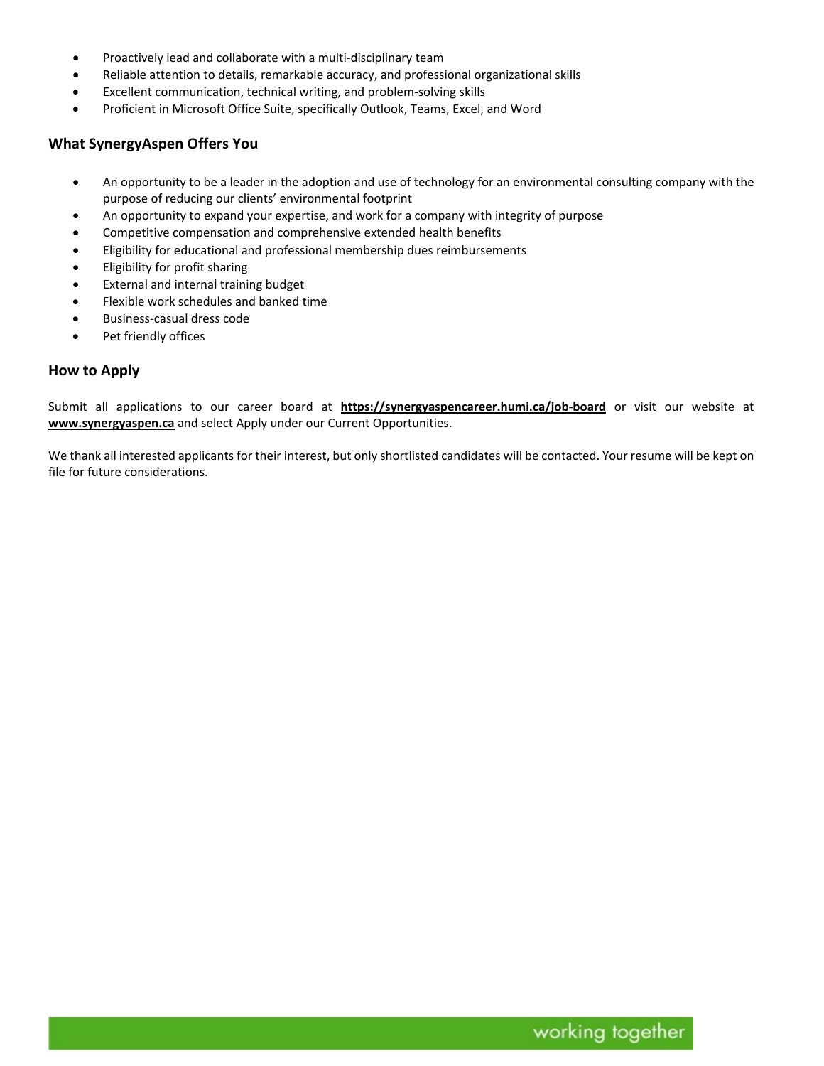- Proactively lead and collaborate with a multi-disciplinary team
- Reliable attention to details, remarkable accuracy, and professional organizational skills
- Excellent communication, technical writing, and problem-solving skills
- Proficient in Microsoft Office Suite, specifically Outlook, Teams, Excel, and Word

### What SynergyAspen Offers You

- An opportunity to be a leader in the adoption and use of technology for an environmental consulting company with the purpose of reducing our clients' environmental footprint
- An opportunity to expand your expertise, and work for a company with integrity of purpose
- Competitive compensation and comprehensive extended health benefits
- Eligibility for educational and professional membership dues reimbursements
- Eligibility for profit sharing
- External and internal training budget
- Flexible work schedules and banked time
- Business-casual dress code
- Pet friendly offices

### How to Apply

Submit all applications to our career board at **https://synergyaspencareer.humi.ca/job-board** or visit our website at **www.synergyaspen.ca** and select Apply under our Current Opportunities.

We thank all interested applicants for their interest, but only shortlisted candidates will be contacted. Your resume will be kept on file for future considerations.